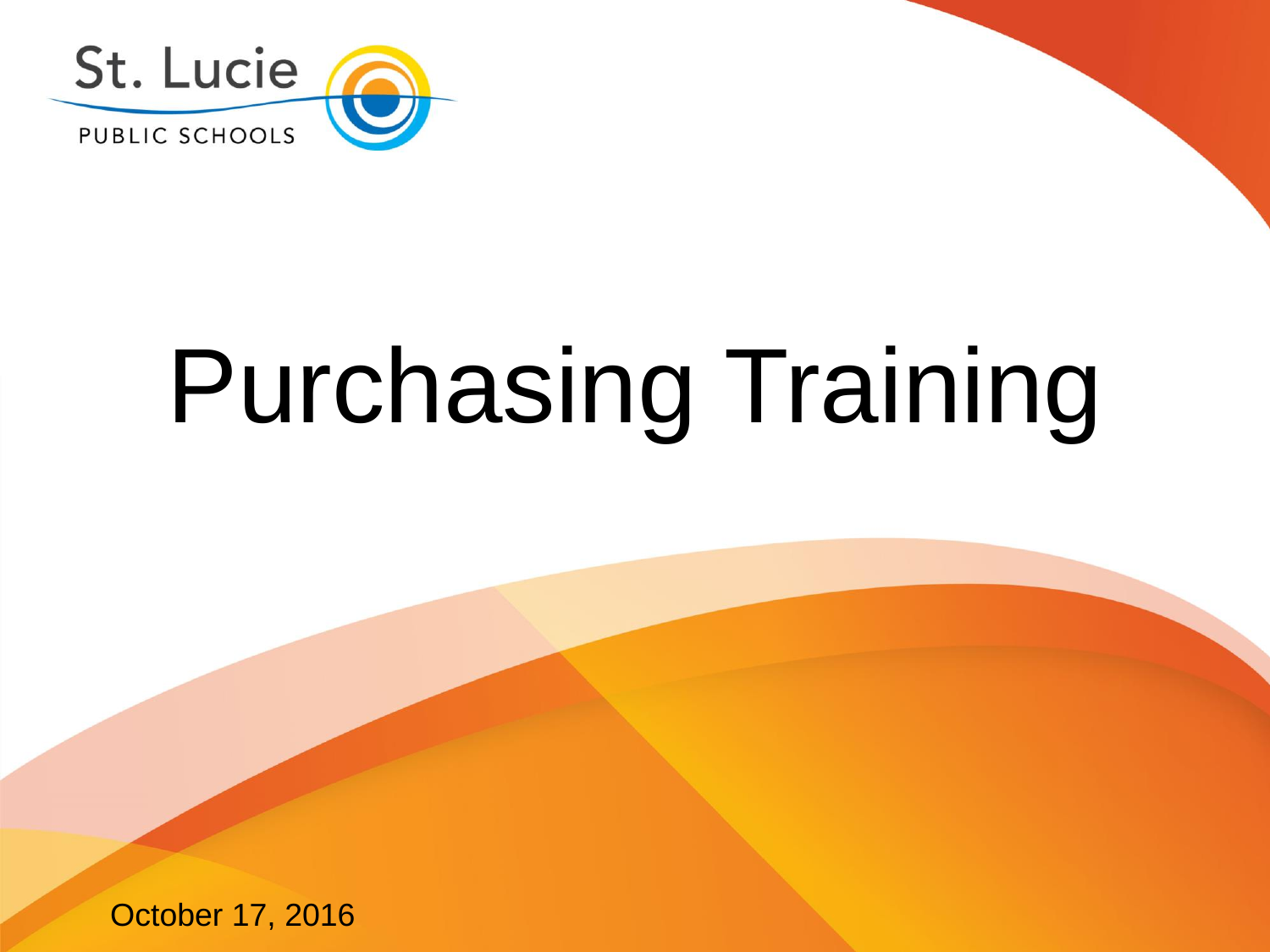St. Lucie

PUBLIC SCHOOLS

# Purchasing Training

October 17, 2016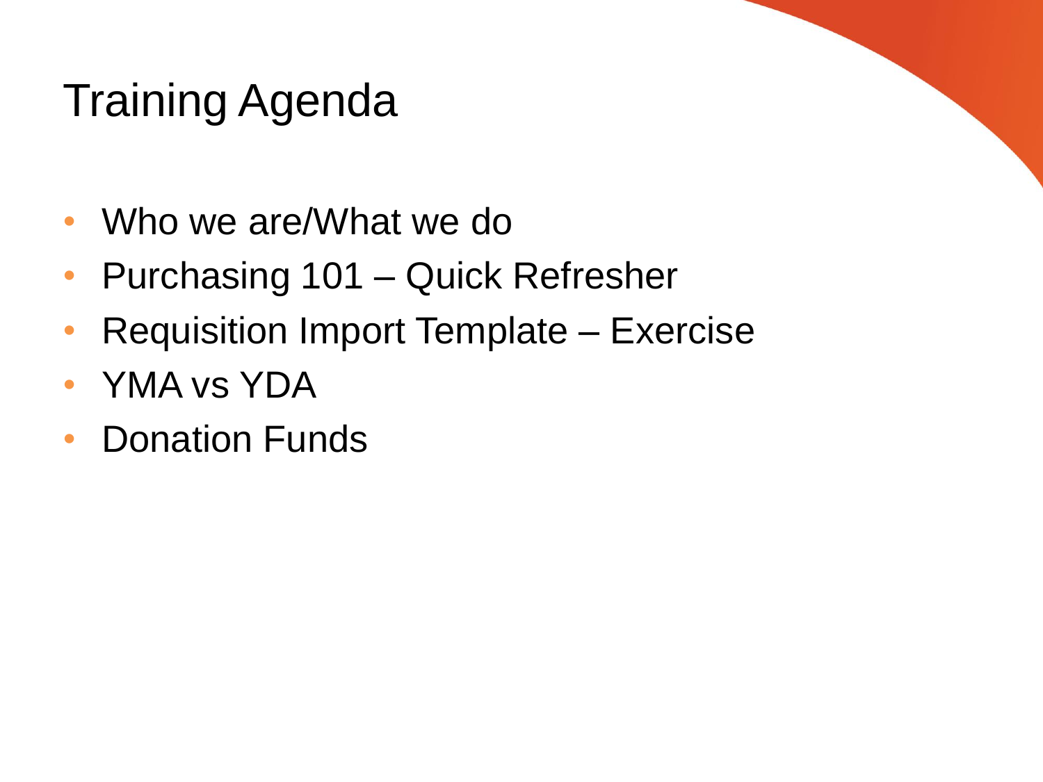# Training Agenda

- Who we are/What we do
- Purchasing 101 – Quick Refresher
- Requisition Import Template – Exercise
- YMA vs YDA
- Donation Funds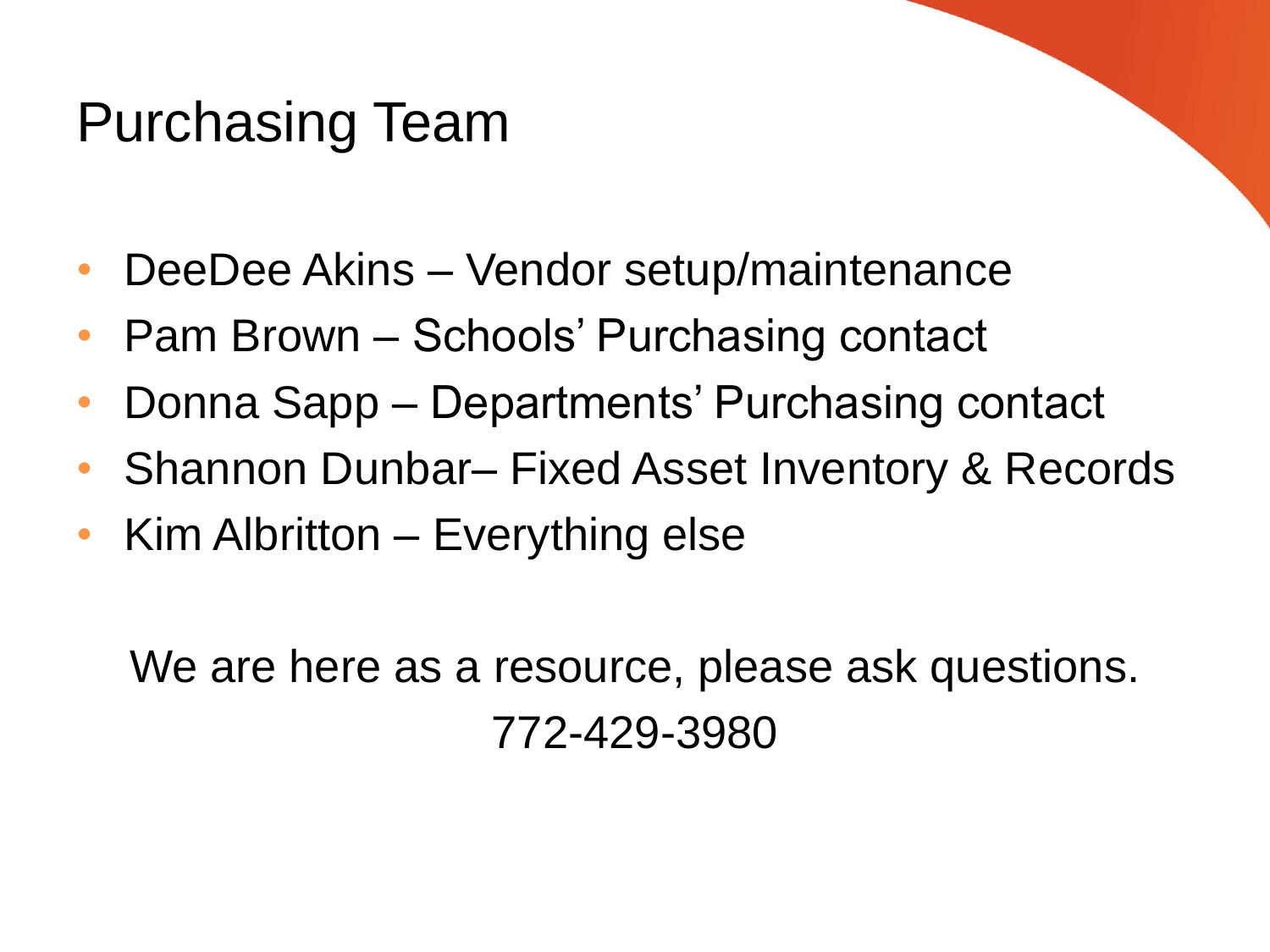# Purchasing Team

- DeeDee Akins – Vendor setup/maintenance
- Pam Brown – Schools' Purchasing contact
- Donna Sapp – Departments' Purchasing contact
- Shannon Dunbar– Fixed Asset Inventory & Records
- Kim Albritton – Everything else

We are here as a resource, please ask questions.
772-429-3980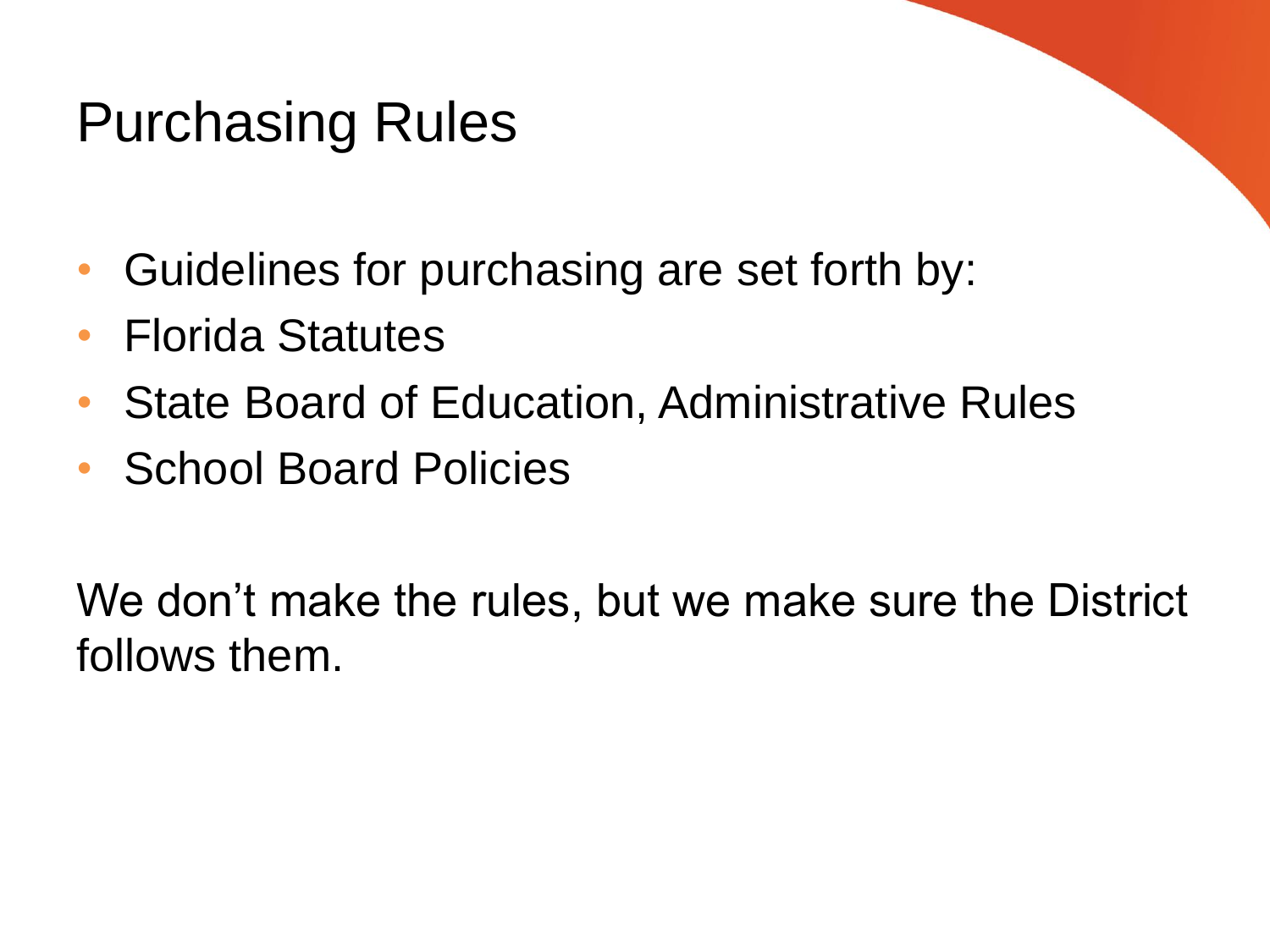# Purchasing Rules

- Guidelines for purchasing are set forth by:
- Florida Statutes
- State Board of Education, Administrative Rules
- School Board Policies

We don’t make the rules, but we make sure the District follows them.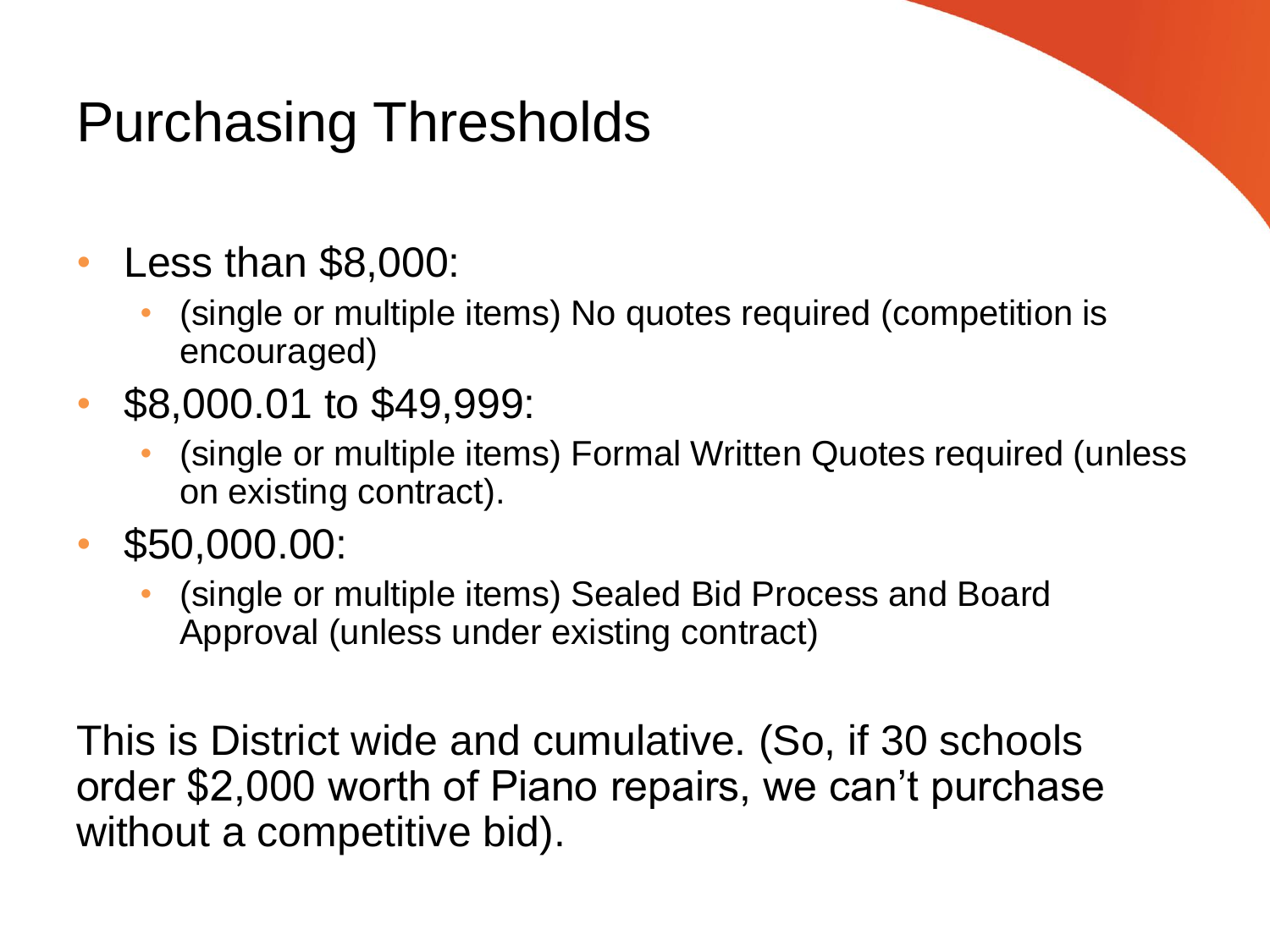# Purchasing Thresholds

- Less than $8,000:
  - (single or multiple items) No quotes required (competition is encouraged)
- $8,000.01 to $49,999:
  - (single or multiple items) Formal Written Quotes required (unless on existing contract).
- $50,000.00:
  - (single or multiple items) Sealed Bid Process and Board Approval (unless under existing contract)

This is District wide and cumulative. (So, if 30 schools order $2,000 worth of Piano repairs, we can't purchase without a competitive bid).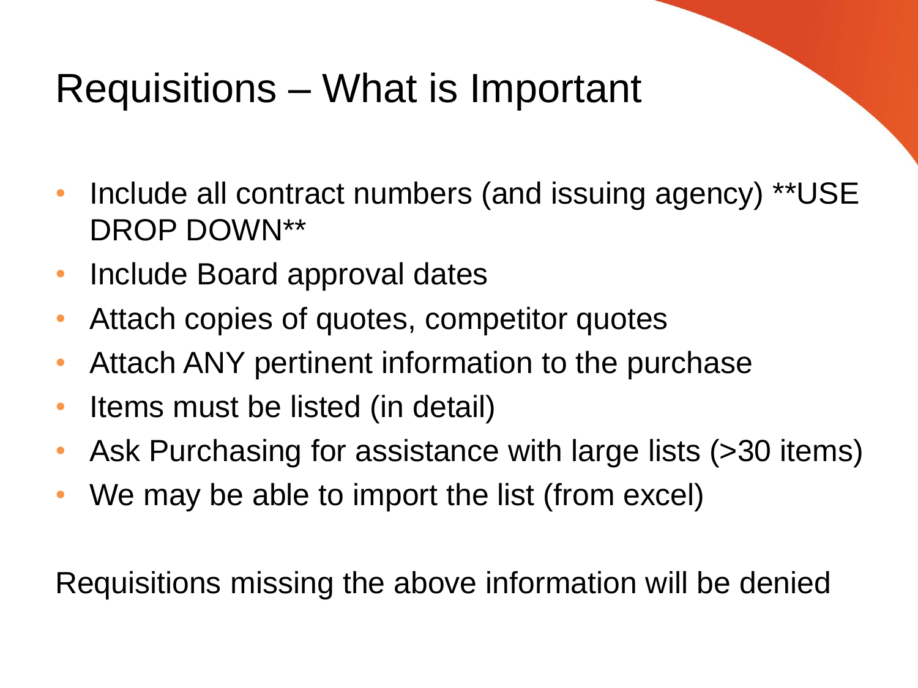# Requisitions – What is Important

- Include all contract numbers (and issuing agency) **USE DROP DOWN**
- Include Board approval dates
- Attach copies of quotes, competitor quotes
- Attach ANY pertinent information to the purchase
- Items must be listed (in detail)
- Ask Purchasing for assistance with large lists (>30 items)
- We may be able to import the list (from excel)

Requisitions missing the above information will be denied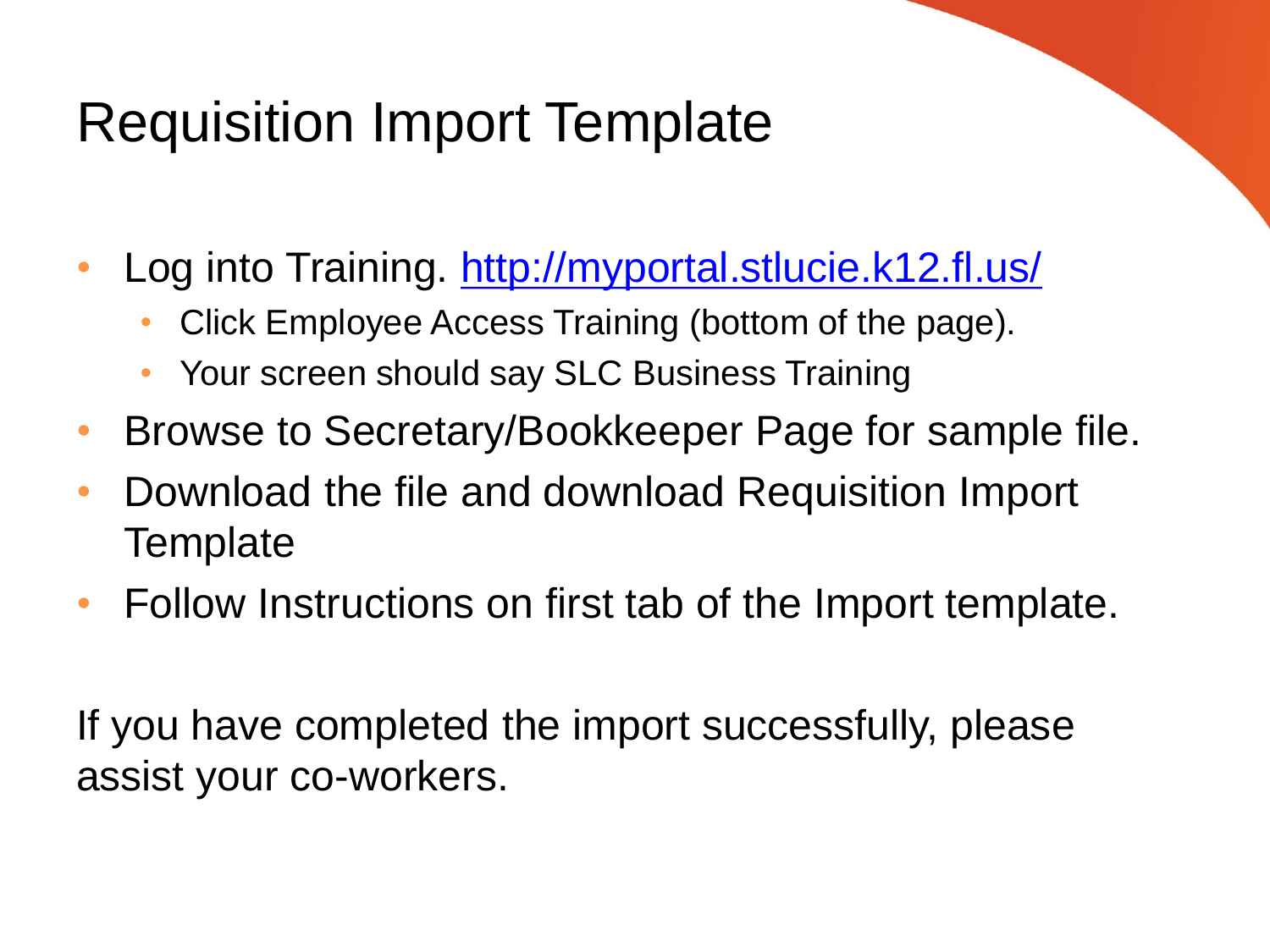# Requisition Import Template

- Log into Training. [http://myportal.stlucie.k12.fl.us/](http://myportal.stlucie.k12.fl.us/)
  - Click Employee Access Training (bottom of the page).
  - Your screen should say SLC Business Training
- Browse to Secretary/Bookkeeper Page for sample file.
- Download the file and download Requisition Import Template
- Follow Instructions on first tab of the Import template.

If you have completed the import successfully, please assist your co-workers.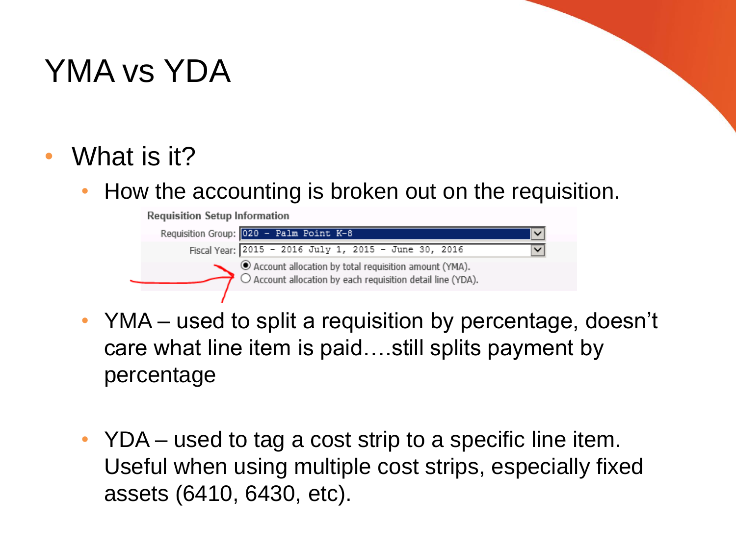# YMA vs YDA

- What is it?
  - How the accounting is broken out on the requisition.

Requisition Setup Information

Requisition Group: 020 - Palm Point K-8

Fiscal Year: 2015 - 2016 July 1, 2015 - June 30, 2016

◉ Account allocation by total requisition amount (YMA).

○ Account allocation by each requisition detail line (YDA).

  - YMA – used to split a requisition by percentage, doesn't care what line item is paid….still splits payment by percentage
  - YDA – used to tag a cost strip to a specific line item. Useful when using multiple cost strips, especially fixed assets (6410, 6430, etc).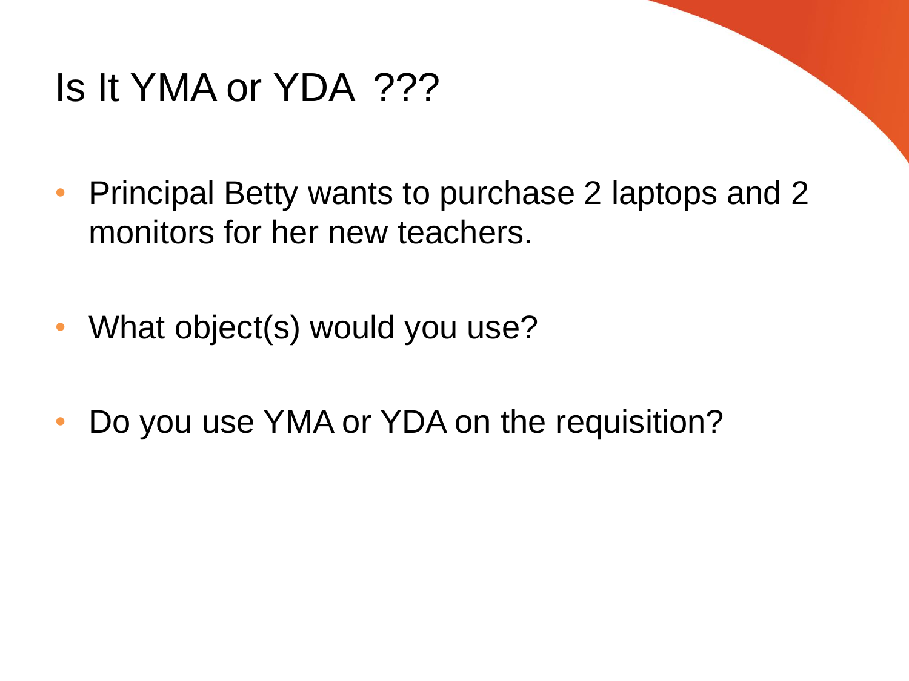# Is It YMA or YDA ???

- Principal Betty wants to purchase 2 laptops and 2 monitors for her new teachers.
- What object(s) would you use?
- Do you use YMA or YDA on the requisition?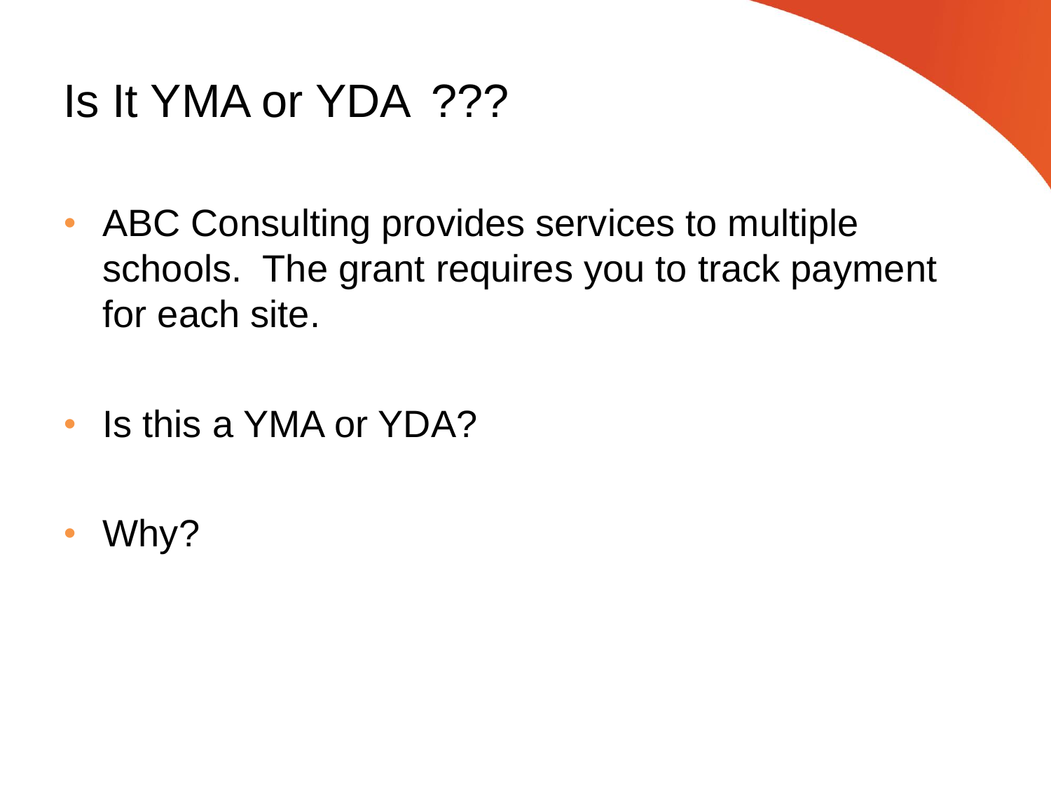# Is It YMA or YDA ???

- ABC Consulting provides services to multiple schools. The grant requires you to track payment for each site.
- Is this a YMA or YDA?
- Why?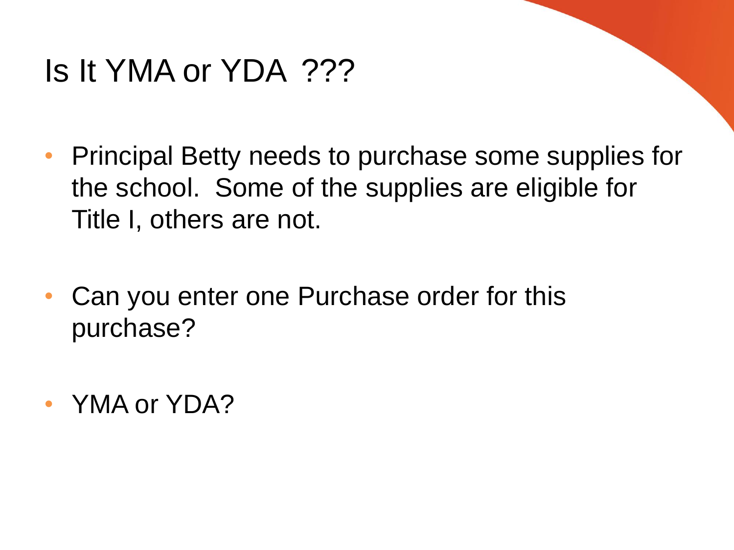# Is It YMA or YDA ???

- Principal Betty needs to purchase some supplies for the school. Some of the supplies are eligible for Title I, others are not.

- Can you enter one Purchase order for this purchase?

- YMA or YDA?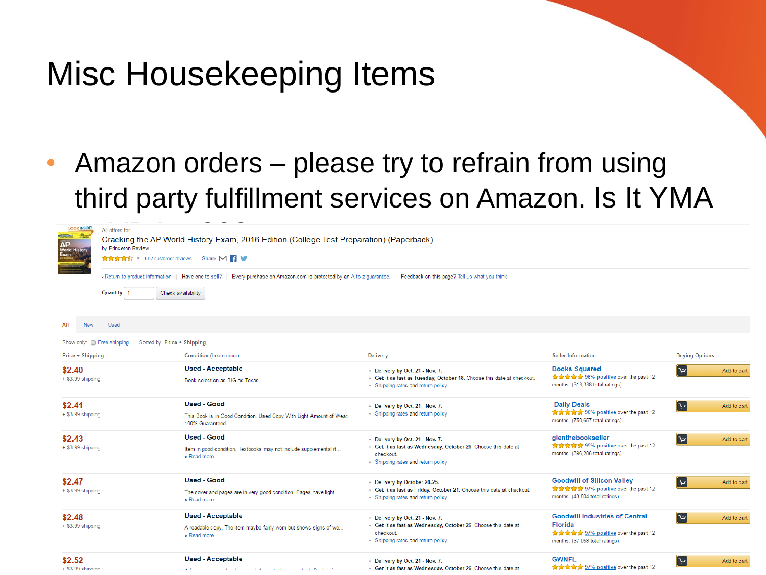# Misc Housekeeping Items

- Amazon orders – please try to refrain from using third party fulfillment services on Amazon. Is It YMA

All offers for

Cracking the AP World History Exam, 2016 Edition (College Test Preparation) (Paperback)

by Princeton Review

662 customer reviews Share

‹ Return to product information | Have one to sell? | Every purchase on Amazon.com is protected by an A-to-z guarantee. | Feedback on this page? Tell us what you think

Quantity 1 Check availability

All New Used

Show only: Free shipping | Sorted by: Price + Shipping

| Price + Shipping | Condition (Learn more) | Delivery | Seller Information | Buying Options |
|---|---|---|---|---|
| $2.40 + $3.99 shipping | Used - Acceptable<br>Book selection as BIG as Texas. | Delivery by Oct. 21 - Nov. 7.<br>Get it as fast as Tuesday, October 18. Choose this date at checkout.<br>Shipping rates and return policy. | Books Squared<br>96% positive over the past 12 months. (313,338 total ratings) | Add to cart |
| $2.41 + $3.99 shipping | Used - Good<br>This Book is in Good Condition. Used Copy With Light Amount of Wear. 100% Guaranteed. | Delivery by Oct. 21 - Nov. 7.<br>Shipping rates and return policy. | -Daily Deals-<br>96% positive over the past 12 months. (750,657 total ratings) | Add to cart |
| $2.43 + $3.99 shipping | Used - Good<br>Item in good condition. Textbooks may not include supplemental it...<br>» Read more | Delivery by Oct. 21 - Nov. 7.<br>Get it as fast as Wednesday, October 26. Choose this date at checkout.<br>Shipping rates and return policy. | glenthebookseller<br>95% positive over the past 12 months. (396,286 total ratings) | Add to cart |
| $2.47 + $3.99 shipping | Used - Good<br>The cover and pages are in very good condition! Pages have light ...<br>» Read more | Delivery by October 20-25.<br>Get it as fast as Friday, October 21. Choose this date at checkout.<br>Shipping rates and return policy. | Goodwill of Silicon Valley<br>97% positive over the past 12 months. (43,804 total ratings) | Add to cart |
| $2.48 + $3.99 shipping | Used - Acceptable<br>A readable copy. The item maybe fairly worn but shows signs of we...<br>» Read more | Delivery by Oct. 21 - Nov. 7.<br>Get it as fast as Wednesday, October 26. Choose this date at checkout.<br>Shipping rates and return policy. | Goodwill Industries of Central Florida<br>97% positive over the past 12 months. (37,058 total ratings) | Add to cart |
| $2.52 + $3.99 shipping | Used - Acceptable | Delivery by Oct. 21 - Nov. 7.<br>Get it as fast as Wednesday, October 26. Choose this date at | GWNFL<br>97% positive over the past 12 | Add to cart |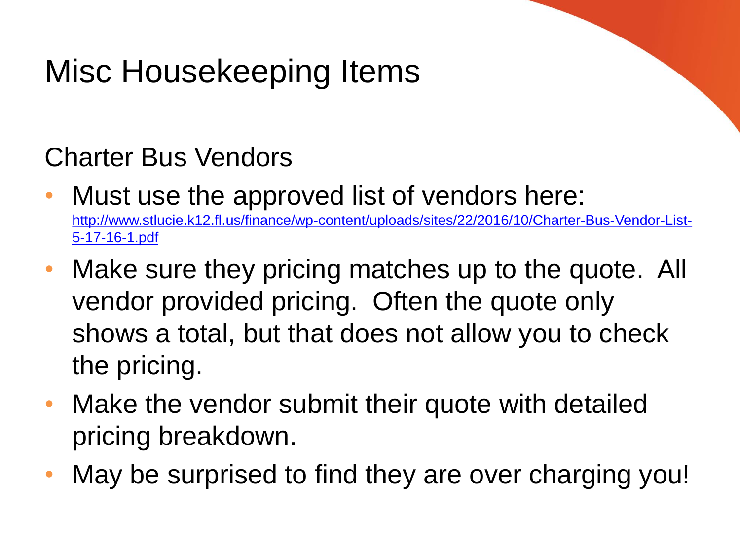# Misc Housekeeping Items

## Charter Bus Vendors

- Must use the approved list of vendors here: [http://www.stlucie.k12.fl.us/finance/wp-content/uploads/sites/22/2016/10/Charter-Bus-Vendor-List-5-17-16-1.pdf](http://www.stlucie.k12.fl.us/finance/wp-content/uploads/sites/22/2016/10/Charter-Bus-Vendor-List-5-17-16-1.pdf)
- Make sure they pricing matches up to the quote. All vendor provided pricing. Often the quote only shows a total, but that does not allow you to check the pricing.
- Make the vendor submit their quote with detailed pricing breakdown.
- May be surprised to find they are over charging you!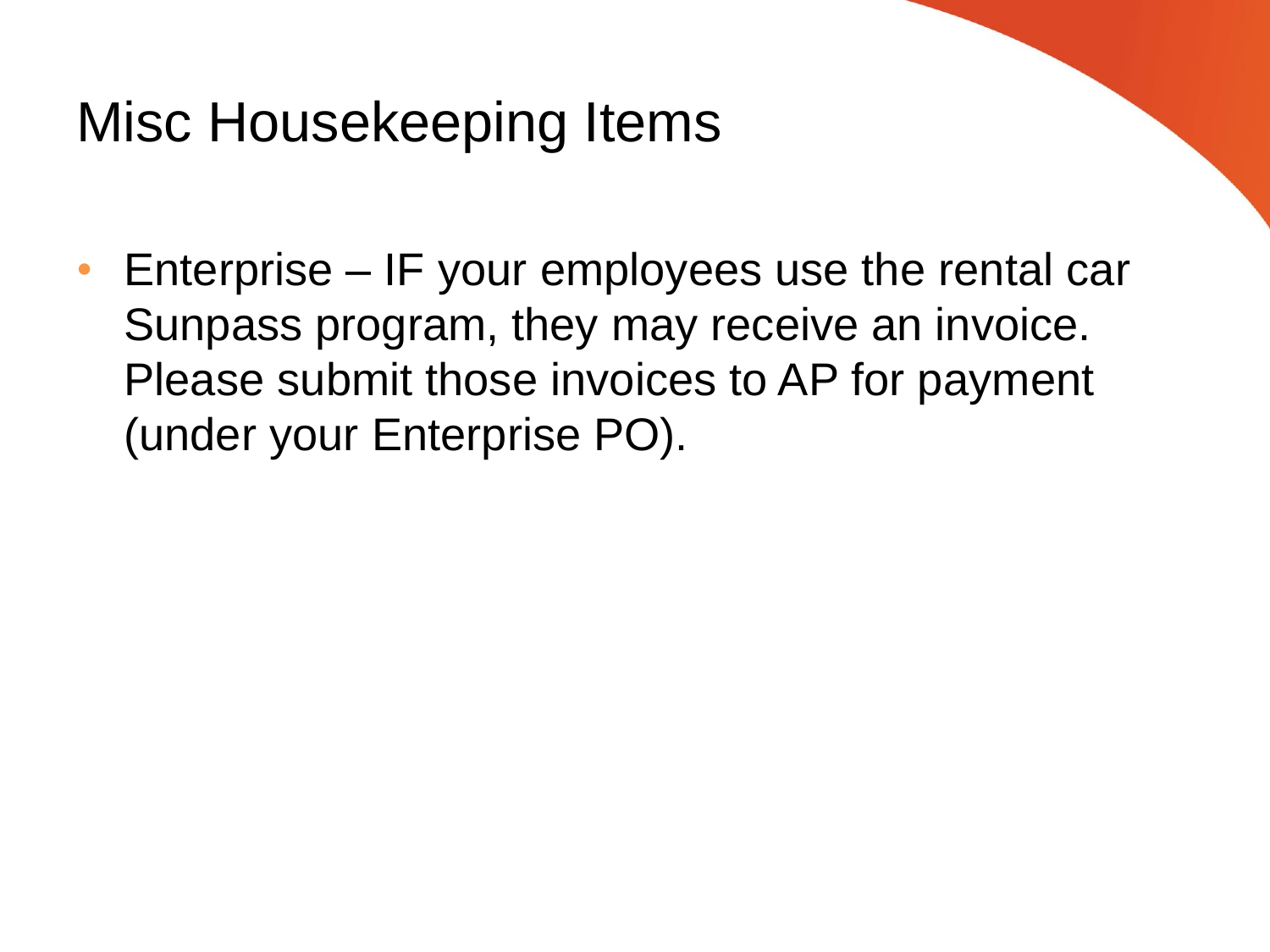# Misc Housekeeping Items

- Enterprise – IF your employees use the rental car Sunpass program, they may receive an invoice. Please submit those invoices to AP for payment (under your Enterprise PO).